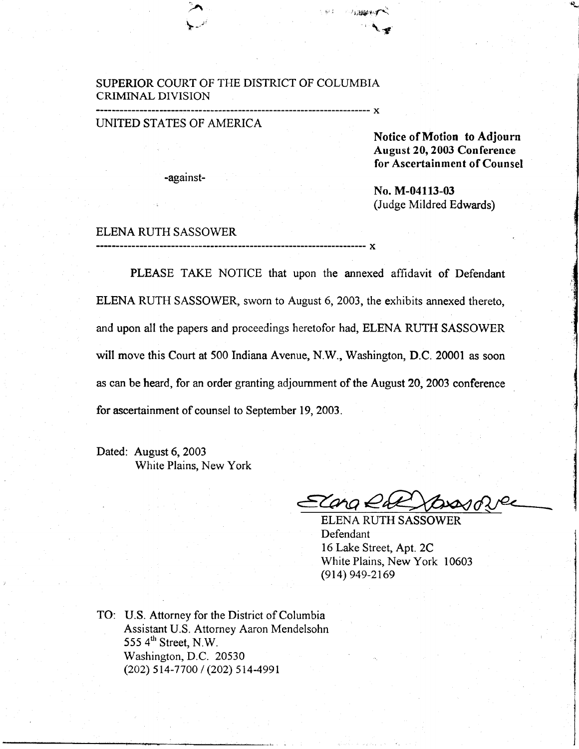SUPERIOR COURT OF THE DISTRICT OF COLUMBIA
CRIMINAL DIVISION

---------------------------------------------------------------------- x

UNITED STATES OF AMERICA

**Notice of Motion to Adjourn August 20, 2003 Conference for Ascertainment of Counsel**

-against-

**No. M-04113-03**
(Judge Mildred Edwards)

ELENA RUTH SASSOWER

---------------------------------------------------------------------- x

PLEASE TAKE NOTICE that upon the annexed affidavit of Defendant ELENA RUTH SASSOWER, sworn to August 6, 2003, the exhibits annexed thereto, and upon all the papers and proceedings heretofor had, ELENA RUTH SASSOWER will move this Court at 500 Indiana Avenue, N.W., Washington, D.C. 20001 as soon as can be heard, for an order granting adjournment of the August 20, 2003 conference for ascertainment of counsel to September 19, 2003.

Dated: August 6, 2003
White Plains, New York

ELENA RUTH SASSOWER
Defendant
16 Lake Street, Apt. 2C
White Plains, New York 10603
(914) 949-2169

TO: U.S. Attorney for the District of Columbia
Assistant U.S. Attorney Aaron Mendelsohn
555 4th Street, N.W.
Washington, D.C. 20530
(202) 514-7700 / (202) 514-4991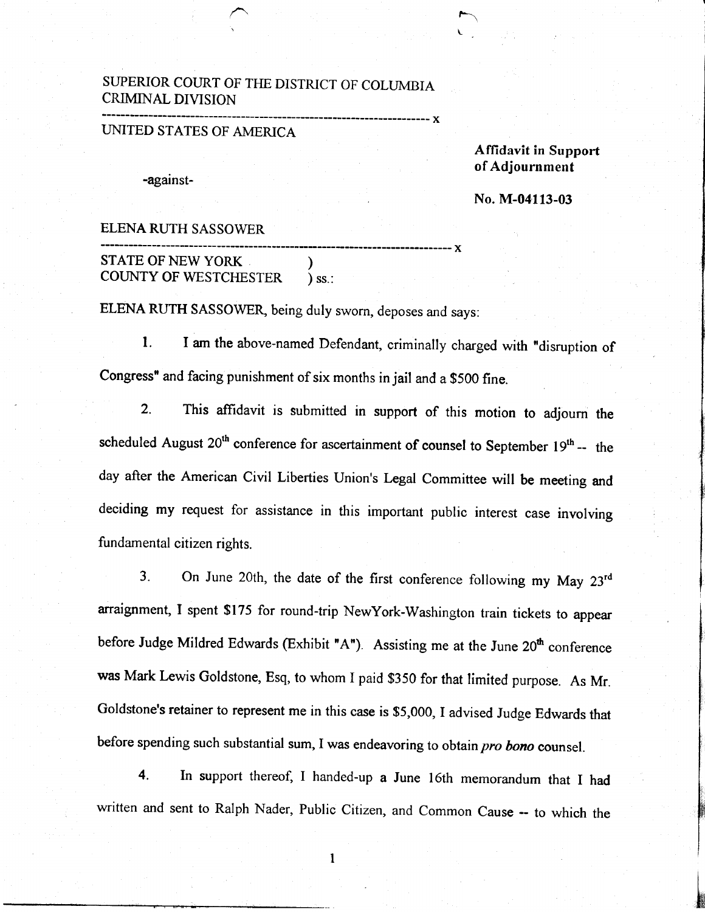SUPERIOR COURT OF THE DISTRICT OF COLUMBIA
CRIMINAL DIVISION

---------------------------------------------------------------------- x

UNITED STATES OF AMERICA

**Affidavit in Support of Adjournment**

-against-

**No. M-04113-03**

ELENA RUTH SASSOWER

---------------------------------------------------------------------- x

STATE OF NEW YORK )
COUNTY OF WESTCHESTER ) ss.:

ELENA RUTH SASSOWER, being duly sworn, deposes and says:

1. I am the above-named Defendant, criminally charged with "disruption of Congress" and facing punishment of six months in jail and a $500 fine.

2. This affidavit is submitted in support of this motion to adjourn the scheduled August 20th conference for ascertainment of counsel to September 19th -- the day after the American Civil Liberties Union's Legal Committee will be meeting and deciding my request for assistance in this important public interest case involving fundamental citizen rights.

3. On June 20th, the date of the first conference following my May 23rd arraignment, I spent $175 for round-trip NewYork-Washington train tickets to appear before Judge Mildred Edwards (Exhibit "A"). Assisting me at the June 20th conference was Mark Lewis Goldstone, Esq, to whom I paid $350 for that limited purpose. As Mr. Goldstone's retainer to represent me in this case is $5,000, I advised Judge Edwards that before spending such substantial sum, I was endeavoring to obtain *pro bono* counsel.

4. In support thereof, I handed-up a June 16th memorandum that I had written and sent to Ralph Nader, Public Citizen, and Common Cause -- to which the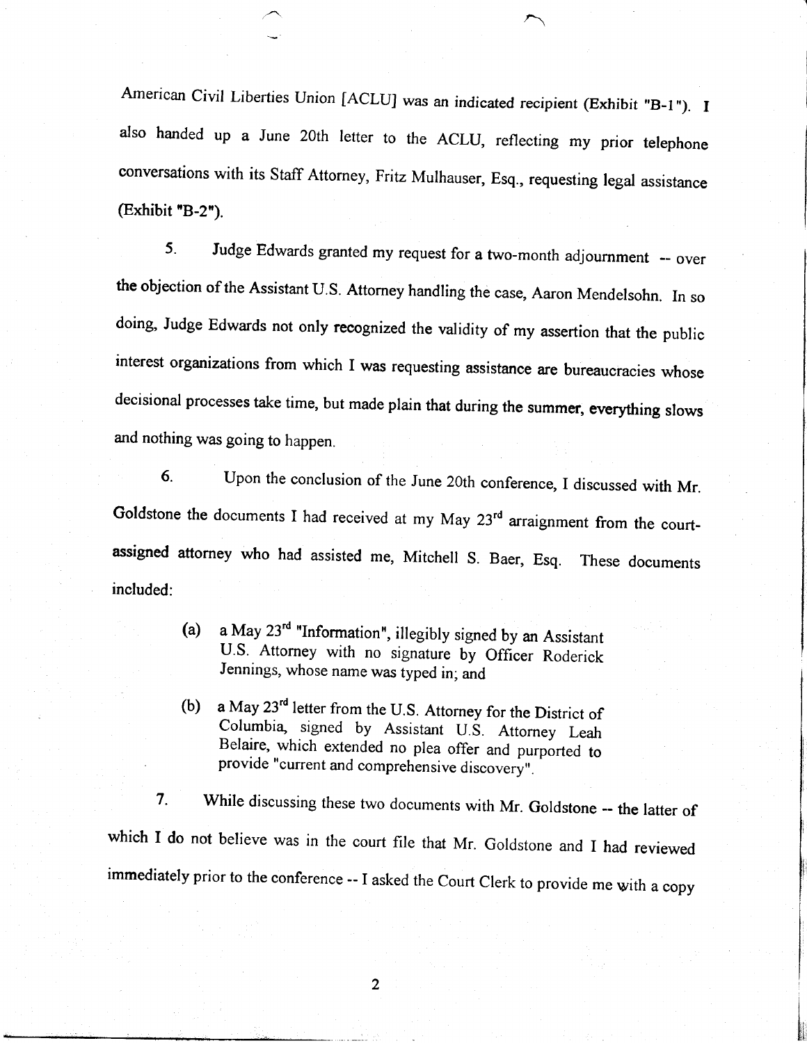American Civil Liberties Union [ACLU] was an indicated recipient (Exhibit "B-1"). I also handed up a June 20th letter to the ACLU, reflecting my prior telephone conversations with its Staff Attorney, Fritz Mulhauser, Esq., requesting legal assistance (Exhibit "B-2").

5. Judge Edwards granted my request for a two-month adjournment -- over the objection of the Assistant U.S. Attorney handling the case, Aaron Mendelsohn. In so doing, Judge Edwards not only recognized the validity of my assertion that the public interest organizations from which I was requesting assistance are bureaucracies whose decisional processes take time, but made plain that during the summer, everything slows and nothing was going to happen.

6. Upon the conclusion of the June 20th conference, I discussed with Mr. Goldstone the documents I had received at my May 23rd arraignment from the court-assigned attorney who had assisted me, Mitchell S. Baer, Esq. These documents included:

> (a) a May 23rd "Information", illegibly signed by an Assistant U.S. Attorney with no signature by Officer Roderick Jennings, whose name was typed in; and
>
> (b) a May 23rd letter from the U.S. Attorney for the District of Columbia, signed by Assistant U.S. Attorney Leah Belaire, which extended no plea offer and purported to provide "current and comprehensive discovery".

7. While discussing these two documents with Mr. Goldstone -- the latter of which I do not believe was in the court file that Mr. Goldstone and I had reviewed immediately prior to the conference -- I asked the Court Clerk to provide me with a copy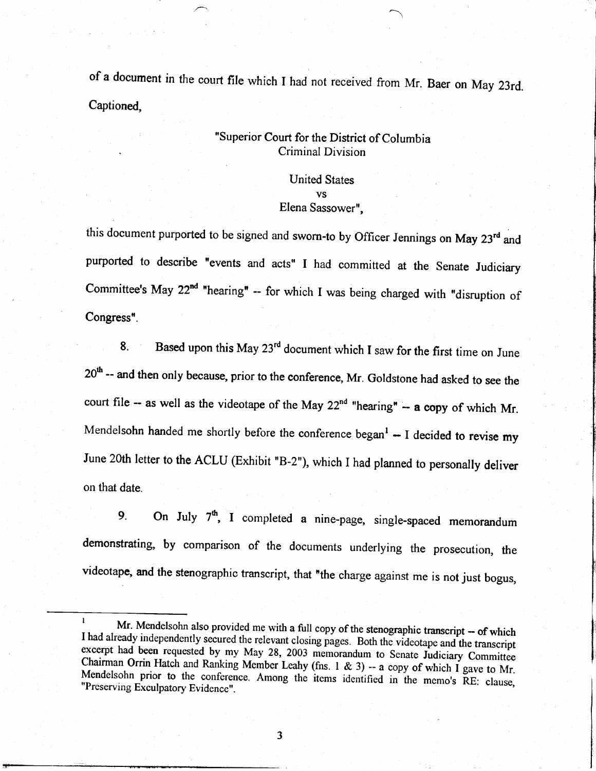of a document in the court file which I had not received from Mr. Baer on May 23rd. Captioned,

> "Superior Court for the District of Columbia
> Criminal Division
>
> United States
> vs
> Elena Sassower",

this document purported to be signed and sworn-to by Officer Jennings on May 23rd and purported to describe "events and acts" I had committed at the Senate Judiciary Committee's May 22nd "hearing" -- for which I was being charged with "disruption of Congress".

8. Based upon this May 23rd document which I saw for the first time on June 20th -- and then only because, prior to the conference, Mr. Goldstone had asked to see the court file -- as well as the videotape of the May 22nd "hearing" -- a copy of which Mr. Mendelsohn handed me shortly before the conference began[1] -- I decided to revise my June 20th letter to the ACLU (Exhibit "B-2"), which I had planned to personally deliver on that date.

9. On July 7th, I completed a nine-page, single-spaced memorandum demonstrating, by comparison of the documents underlying the prosecution, the videotape, and the stenographic transcript, that "the charge against me is not just bogus,

---

[1] Mr. Mendelsohn also provided me with a full copy of the stenographic transcript -- of which I had already independently secured the relevant closing pages. Both the videotape and the transcript excerpt had been requested by my May 28, 2003 memorandum to Senate Judiciary Committee Chairman Orrin Hatch and Ranking Member Leahy (fns. 1 & 3) -- a copy of which I gave to Mr. Mendelsohn prior to the conference. Among the items identified in the memo's RE: clause, "Preserving Exculpatory Evidence".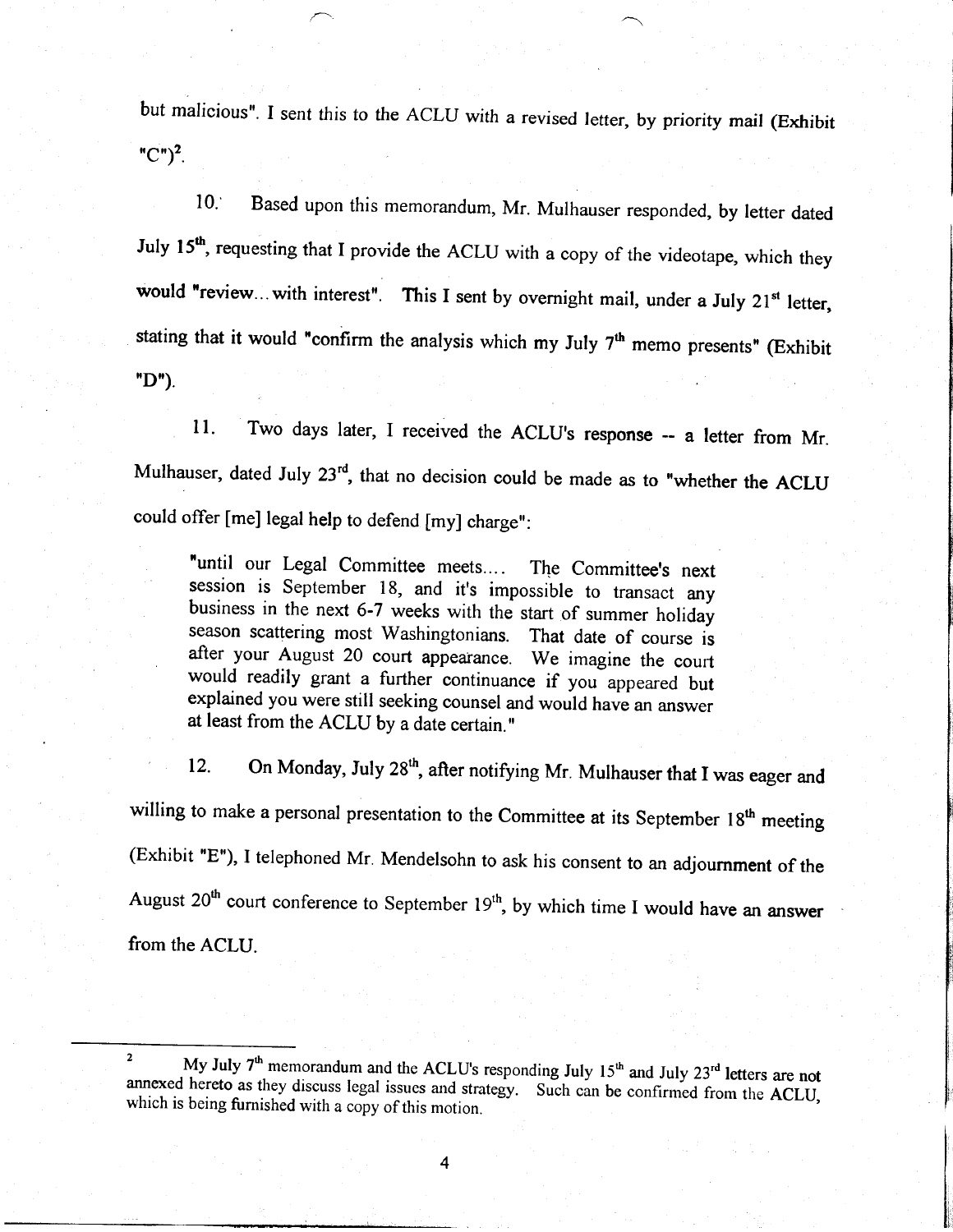but malicious". I sent this to the ACLU with a revised letter, by priority mail (Exhibit "C")[2].

10. Based upon this memorandum, Mr. Mulhauser responded, by letter dated July 15th, requesting that I provide the ACLU with a copy of the videotape, which they would "review... with interest". This I sent by overnight mail, under a July 21st letter, stating that it would "confirm the analysis which my July 7th memo presents" (Exhibit "D").

11. Two days later, I received the ACLU's response -- a letter from Mr. Mulhauser, dated July 23rd, that no decision could be made as to "whether the ACLU could offer [me] legal help to defend [my] charge":

> "until our Legal Committee meets.... The Committee's next session is September 18, and it's impossible to transact any business in the next 6-7 weeks with the start of summer holiday season scattering most Washingtonians. That date of course is after your August 20 court appearance. We imagine the court would readily grant a further continuance if you appeared but explained you were still seeking counsel and would have an answer at least from the ACLU by a date certain."

12. On Monday, July 28th, after notifying Mr. Mulhauser that I was eager and willing to make a personal presentation to the Committee at its September 18th meeting (Exhibit "E"), I telephoned Mr. Mendelsohn to ask his consent to an adjournment of the August 20th court conference to September 19th, by which time I would have an answer from the ACLU.

---

[2] My July 7th memorandum and the ACLU's responding July 15th and July 23rd letters are not annexed hereto as they discuss legal issues and strategy. Such can be confirmed from the ACLU, which is being furnished with a copy of this motion.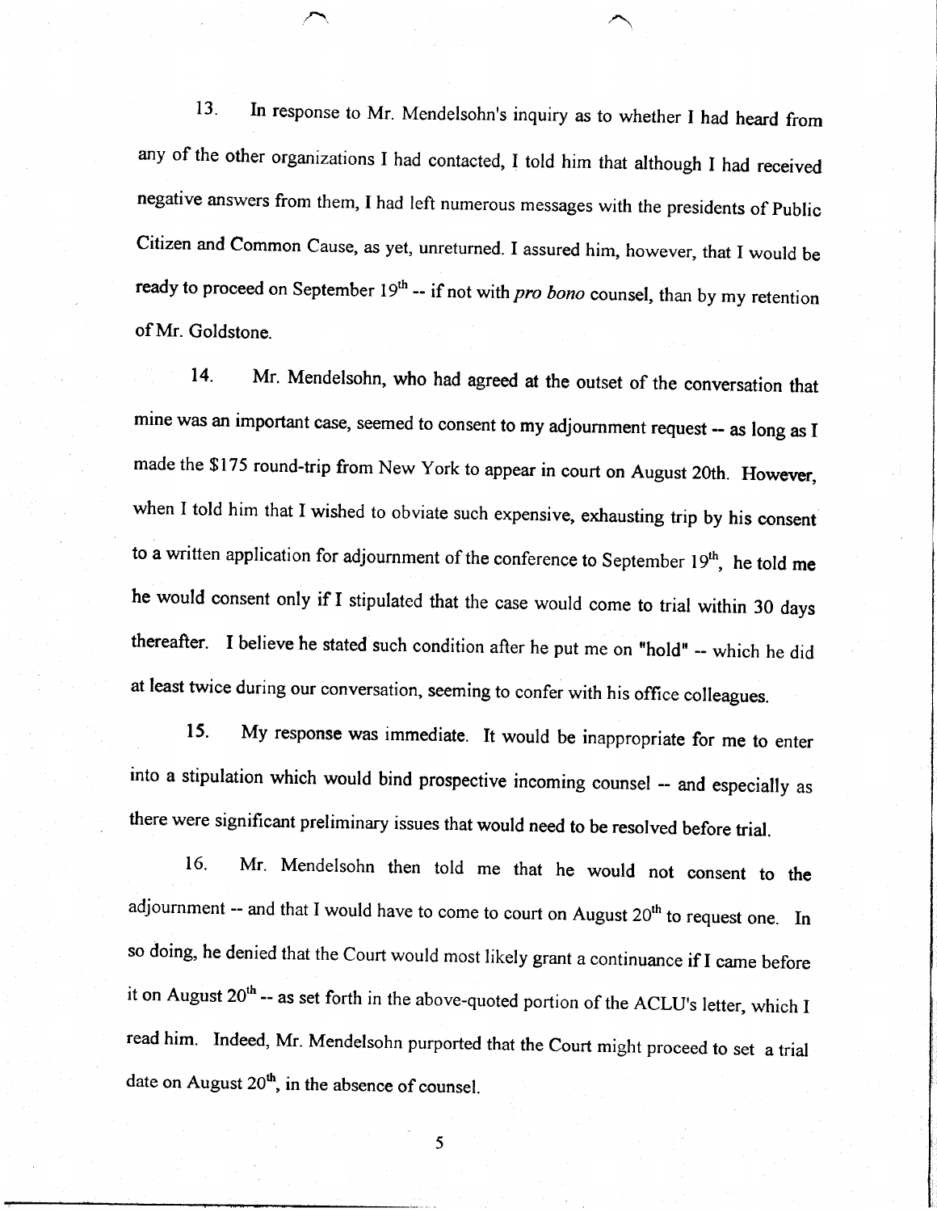13. In response to Mr. Mendelsohn's inquiry as to whether I had heard from any of the other organizations I had contacted, I told him that although I had received negative answers from them, I had left numerous messages with the presidents of Public Citizen and Common Cause, as yet, unreturned. I assured him, however, that I would be ready to proceed on September 19th -- if not with *pro bono* counsel, than by my retention of Mr. Goldstone.

14. Mr. Mendelsohn, who had agreed at the outset of the conversation that mine was an important case, seemed to consent to my adjournment request -- as long as I made the $175 round-trip from New York to appear in court on August 20th. However, when I told him that I wished to obviate such expensive, exhausting trip by his consent to a written application for adjournment of the conference to September 19th, he told me he would consent only if I stipulated that the case would come to trial within 30 days thereafter. I believe he stated such condition after he put me on "hold" -- which he did at least twice during our conversation, seeming to confer with his office colleagues.

15. My response was immediate. It would be inappropriate for me to enter into a stipulation which would bind prospective incoming counsel -- and especially as there were significant preliminary issues that would need to be resolved before trial.

16. Mr. Mendelsohn then told me that he would not consent to the adjournment -- and that I would have to come to court on August 20th to request one. In so doing, he denied that the Court would most likely grant a continuance if I came before it on August 20th -- as set forth in the above-quoted portion of the ACLU's letter, which I read him. Indeed, Mr. Mendelsohn purported that the Court might proceed to set a trial date on August 20th, in the absence of counsel.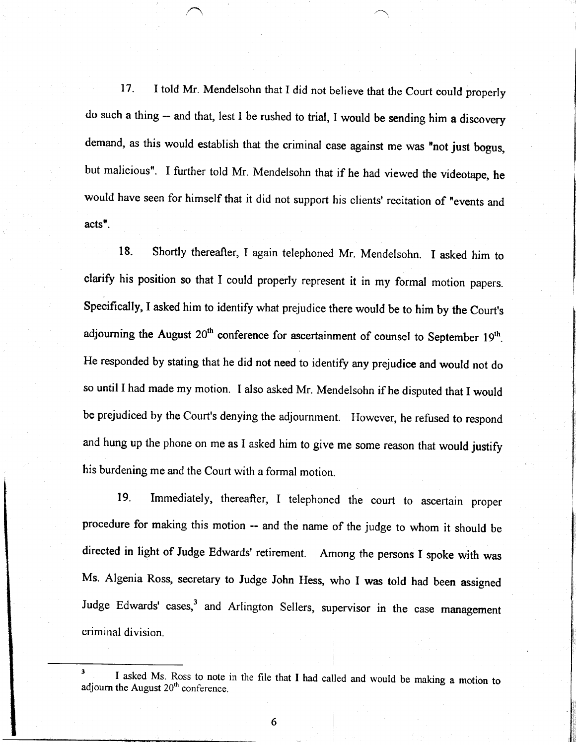17. I told Mr. Mendelsohn that I did not believe that the Court could properly do such a thing -- and that, lest I be rushed to trial, I would be sending him a discovery demand, as this would establish that the criminal case against me was "not just bogus, but malicious". I further told Mr. Mendelsohn that if he had viewed the videotape, he would have seen for himself that it did not support his clients' recitation of "events and acts".

18. Shortly thereafter, I again telephoned Mr. Mendelsohn. I asked him to clarify his position so that I could properly represent it in my formal motion papers. Specifically, I asked him to identify what prejudice there would be to him by the Court's adjourning the August 20th conference for ascertainment of counsel to September 19th. He responded by stating that he did not need to identify any prejudice and would not do so until I had made my motion. I also asked Mr. Mendelsohn if he disputed that I would be prejudiced by the Court's denying the adjournment. However, he refused to respond and hung up the phone on me as I asked him to give me some reason that would justify his burdening me and the Court with a formal motion.

19. Immediately, thereafter, I telephoned the court to ascertain proper procedure for making this motion -- and the name of the judge to whom it should be directed in light of Judge Edwards' retirement. Among the persons I spoke with was Ms. Algenia Ross, secretary to Judge John Hess, who I was told had been assigned Judge Edwards' cases,[3] and Arlington Sellers, supervisor in the case management criminal division.

---

[3] I asked Ms. Ross to note in the file that I had called and would be making a motion to adjourn the August 20th conference.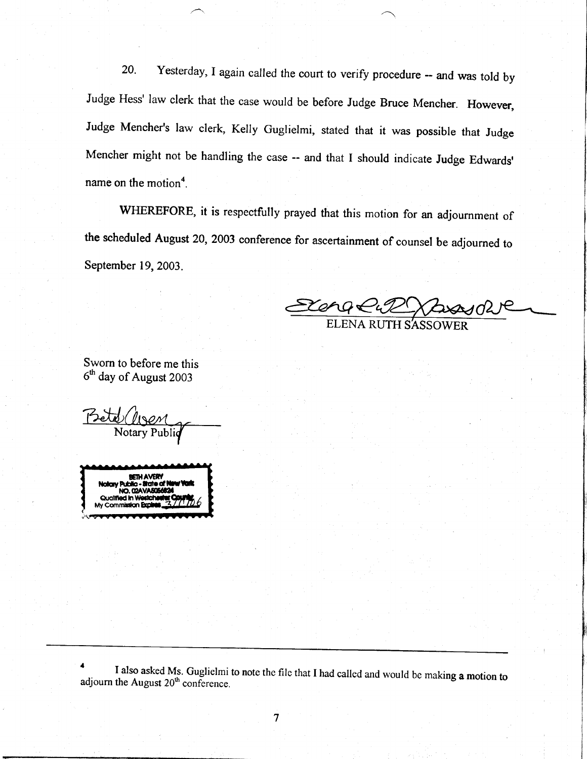20. Yesterday, I again called the court to verify procedure -- and was told by Judge Hess' law clerk that the case would be before Judge Bruce Mencher. However, Judge Mencher's law clerk, Kelly Guglielmi, stated that it was possible that Judge Mencher might not be handling the case -- and that I should indicate Judge Edwards' name on the motion[4].

WHEREFORE, it is respectfully prayed that this motion for an adjournment of the scheduled August 20, 2003 conference for ascertainment of counsel be adjourned to September 19, 2003.

ELENA RUTH SASSOWER

Sworn to before me this
6th day of August 2003

Notary Public

BETH AVERY
Notary Public - State of New York
NO. 02AVA5056824
Qualified in Westchester County
My Commission Expires 3/11/06

---

[4] I also asked Ms. Guglielmi to note the file that I had called and would be making a motion to adjourn the August 20th conference.